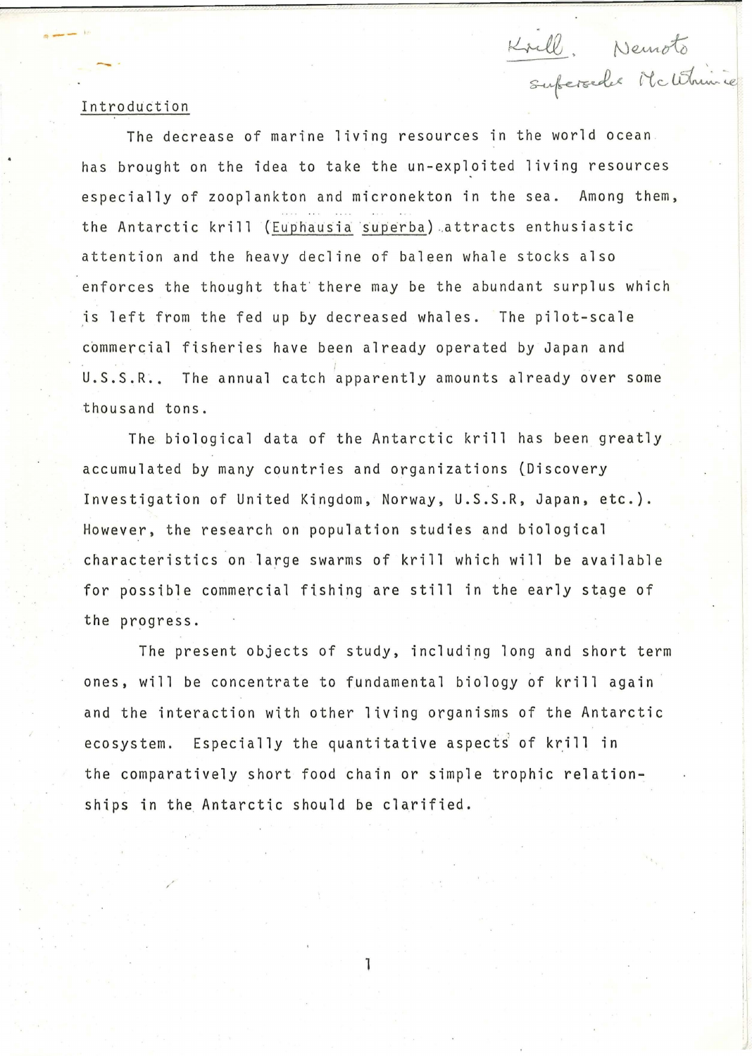Krill. Nemoto
supersedes McWhinnie

## Introduction

The decrease of marine living resources in the world ocean has brought on the idea to take the un-exploited living resources especially of zooplankton and micronekton in the sea. Among them, the Antarctic krill (*Euphausia superba*) attracts enthusiastic attention and the heavy decline of baleen whale stocks also enforces the thought that there may be the abundant surplus which is left from the fed up by decreased whales. The pilot-scale commercial fisheries have been already operated by Japan and U.S.S.R.. The annual catch apparently amounts already over some thousand tons.

The biological data of the Antarctic krill has been greatly accumulated by many countries and organizations (Discovery Investigation of United Kingdom, Norway, U.S.S.R, Japan, etc.). However, the research on population studies and biological characteristics on large swarms of krill which will be available for possible commercial fishing are still in the early stage of the progress.

The present objects of study, including long and short term ones, will be concentrate to fundamental biology of krill again and the interaction with other living organisms of the Antarctic ecosystem. Especially the quantitative aspects of krill in the comparatively short food chain or simple trophic relationships in the Antarctic should be clarified.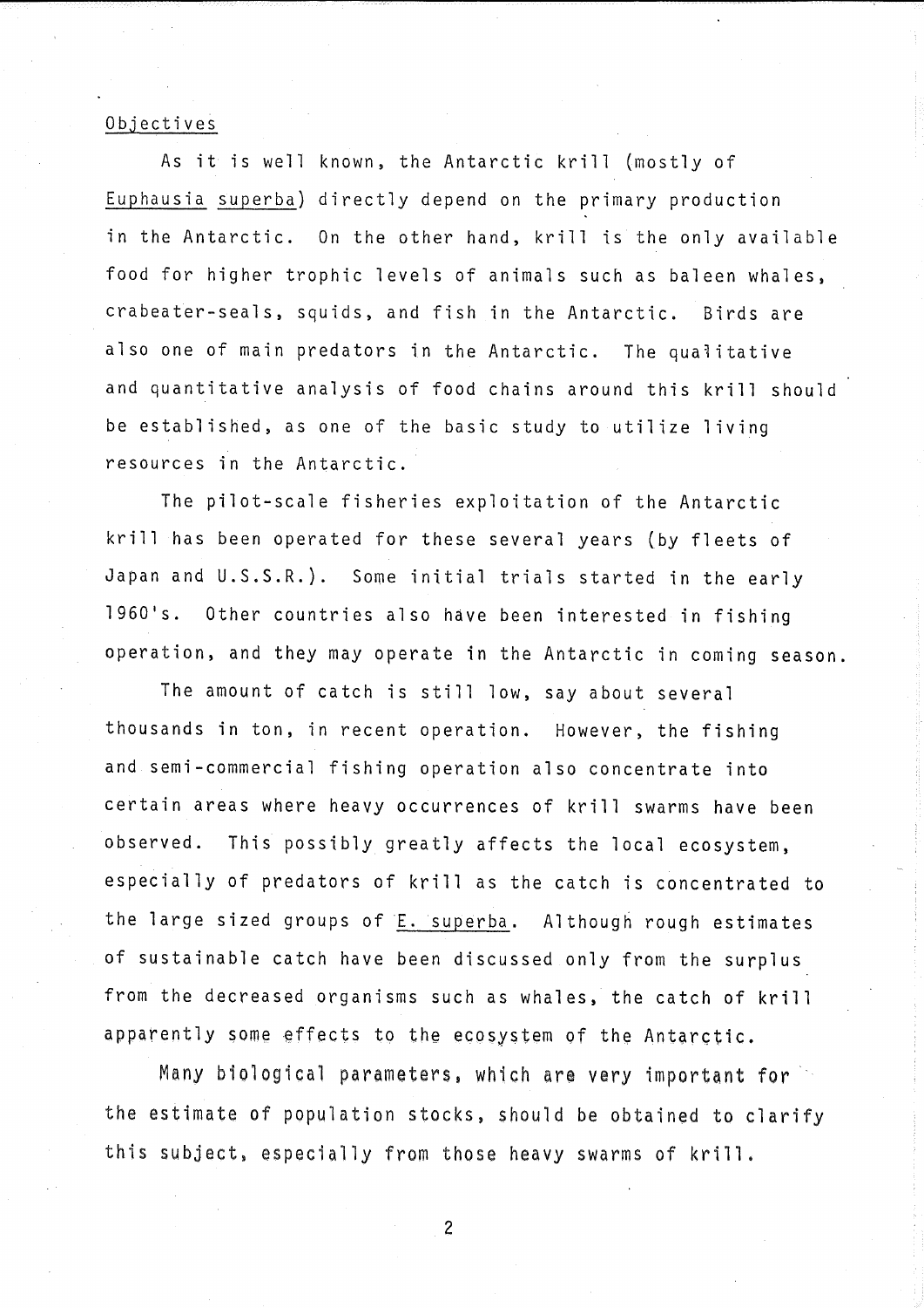## Objectives

As it is well known, the Antarctic krill (mostly of *Euphausia superba*) directly depend on the primary production in the Antarctic. On the other hand, krill is the only available food for higher trophic levels of animals such as baleen whales, crabeater-seals, squids, and fish in the Antarctic. Birds are also one of main predators in the Antarctic. The qualitative and quantitative analysis of food chains around this krill should be established, as one of the basic study to utilize living resources in the Antarctic.

The pilot-scale fisheries exploitation of the Antarctic krill has been operated for these several years (by fleets of Japan and U.S.S.R.). Some initial trials started in the early 1960's. Other countries also have been interested in fishing operation, and they may operate in the Antarctic in coming season.

The amount of catch is still low, say about several thousands in ton, in recent operation. However, the fishing and semi-commercial fishing operation also concentrate into certain areas where heavy occurrences of krill swarms have been observed. This possibly greatly affects the local ecosystem, especially of predators of krill as the catch is concentrated to the large sized groups of *E. superba*. Although rough estimates of sustainable catch have been discussed only from the surplus from the decreased organisms such as whales, the catch of krill apparently some effects to the ecosystem of the Antarctic.

Many biological parameters, which are very important for the estimate of population stocks, should be obtained to clarify this subject, especially from those heavy swarms of krill.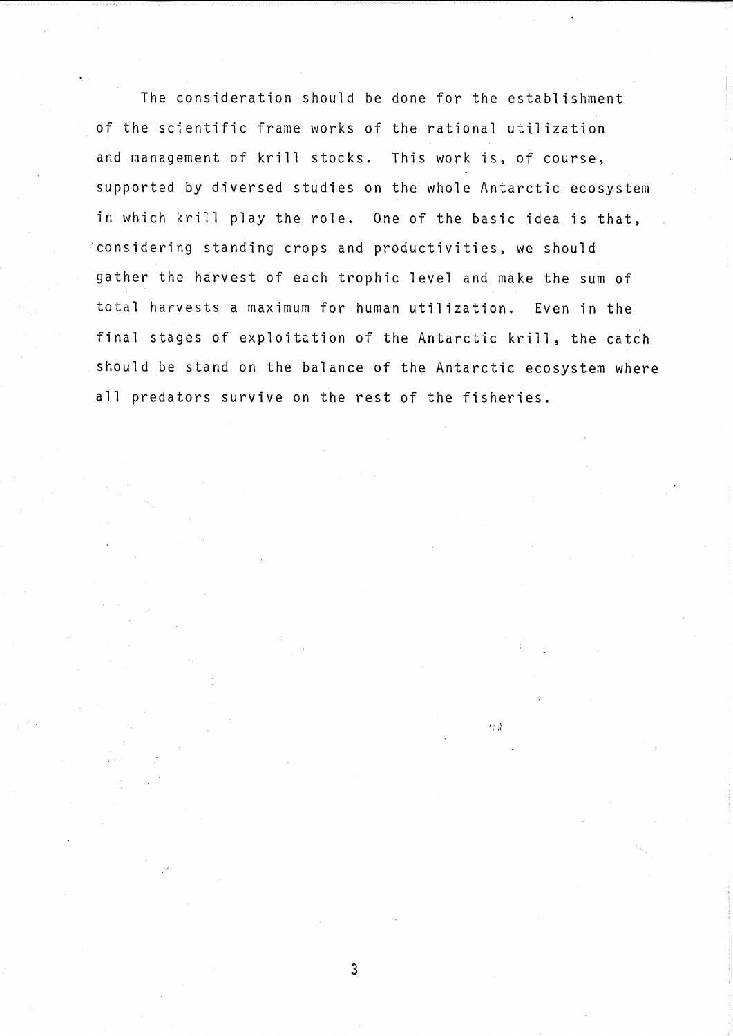The consideration should be done for the establishment of the scientific frame works of the rational utilization and management of krill stocks. This work is, of course, supported by diversed studies on the whole Antarctic ecosystem in which krill play the role. One of the basic idea is that, considering standing crops and productivities, we should gather the harvest of each trophic level and make the sum of total harvests a maximum for human utilization. Even in the final stages of exploitation of the Antarctic krill, the catch should be stand on the balance of the Antarctic ecosystem where all predators survive on the rest of the fisheries.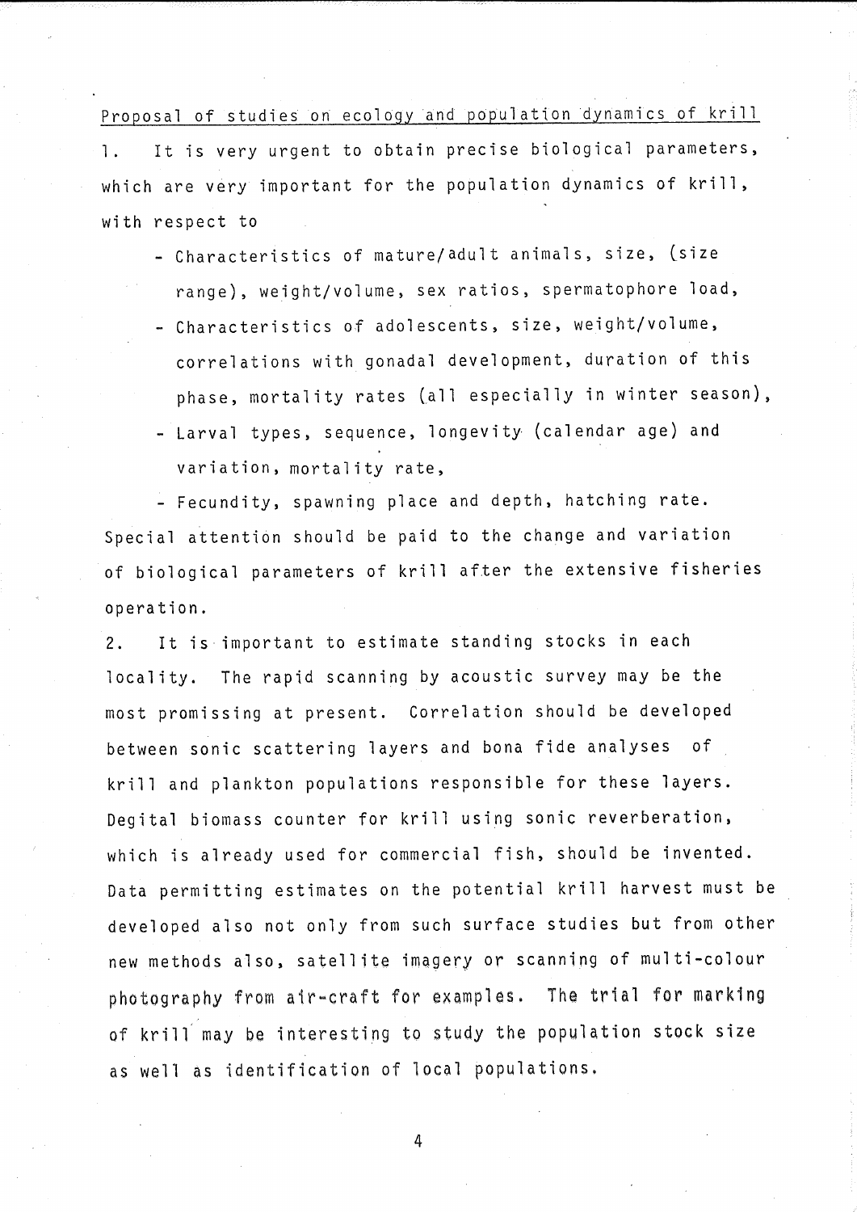Proposal of studies on ecology and population dynamics of krill

1. It is very urgent to obtain precise biological parameters, which are very important for the population dynamics of krill, with respect to

   - Characteristics of mature/adult animals, size, (size range), weight/volume, sex ratios, spermatophore load,
   - Characteristics of adolescents, size, weight/volume, correlations with gonadal development, duration of this phase, mortality rates (all especially in winter season),
   - Larval types, sequence, longevity (calendar age) and variation, mortality rate,
   - Fecundity, spawning place and depth, hatching rate.

   Special attention should be paid to the change and variation of biological parameters of krill after the extensive fisheries operation.

2. It is important to estimate standing stocks in each locality. The rapid scanning by acoustic survey may be the most promissing at present. Correlation should be developed between sonic scattering layers and bona fide analyses of krill and plankton populations responsible for these layers. Degital biomass counter for krill using sonic reverberation, which is already used for commercial fish, should be invented. Data permitting estimates on the potential krill harvest must be developed also not only from such surface studies but from other new methods also, satellite imagery or scanning of multi-colour photography from air-craft for examples. The trial for marking of krill may be interesting to study the population stock size as well as identification of local populations.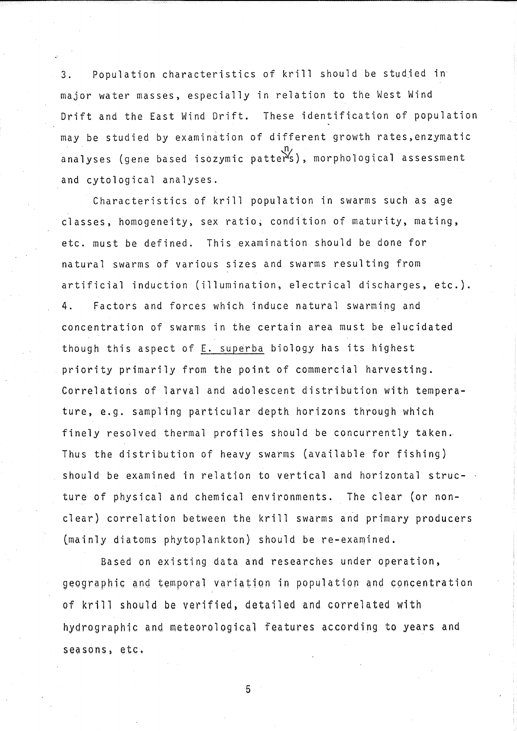3. Population characteristics of krill should be studied in major water masses, especially in relation to the West Wind Drift and the East Wind Drift. These identification of population may be studied by examination of different growth rates, enzymatic analyses (gene based isozymic patterns), morphological assessment and cytological analyses.

Characteristics of krill population in swarms such as age classes, homogeneity, sex ratio, condition of maturity, mating, etc. must be defined. This examination should be done for natural swarms of various sizes and swarms resulting from artificial induction (illumination, electrical discharges, etc.).

4. Factors and forces which induce natural swarming and concentration of swarms in the certain area must be elucidated though this aspect of E. superba biology has its highest priority primarily from the point of commercial harvesting. Correlations of larval and adolescent distribution with temperature, e.g. sampling particular depth horizons through which finely resolved thermal profiles should be concurrently taken. Thus the distribution of heavy swarms (available for fishing) should be examined in relation to vertical and horizontal structure of physical and chemical environments. The clear (or non-clear) correlation between the krill swarms and primary producers (mainly diatoms phytoplankton) should be re-examined.

Based on existing data and researches under operation, geographic and temporal variation in population and concentration of krill should be verified, detailed and correlated with hydrographic and meteorological features according to years and seasons, etc.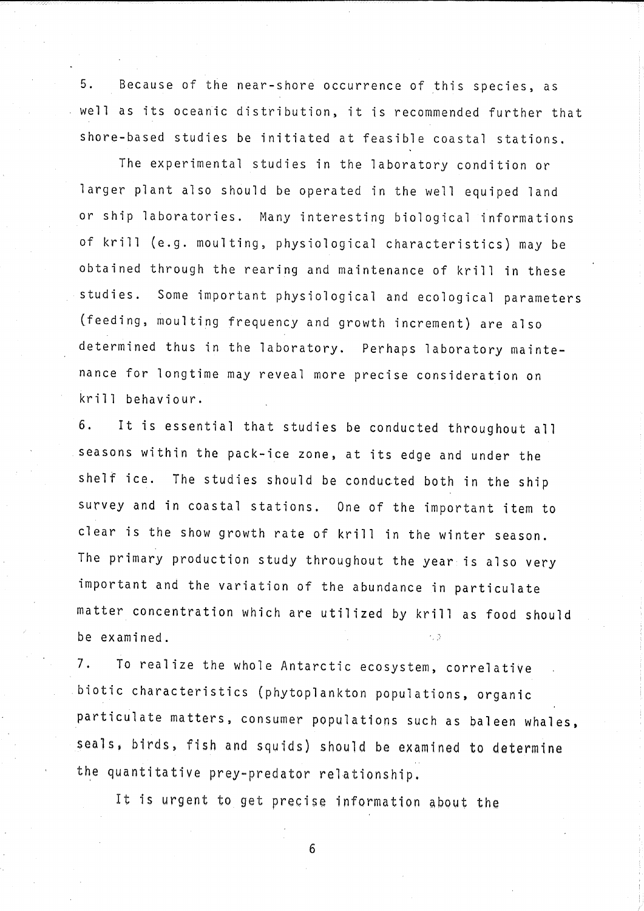5. Because of the near-shore occurrence of this species, as well as its oceanic distribution, it is recommended further that shore-based studies be initiated at feasible coastal stations.

The experimental studies in the laboratory condition or larger plant also should be operated in the well equiped land or ship laboratories. Many interesting biological informations of krill (e.g. moulting, physiological characteristics) may be obtained through the rearing and maintenance of krill in these studies. Some important physiological and ecological parameters (feeding, moulting frequency and growth increment) are also determined thus in the laboratory. Perhaps laboratory maintenance for longtime may reveal more precise consideration on krill behaviour.

6. It is essential that studies be conducted throughout all seasons within the pack-ice zone, at its edge and under the shelf ice. The studies should be conducted both in the ship survey and in coastal stations. One of the important item to clear is the show growth rate of krill in the winter season. The primary production study throughout the year is also very important and the variation of the abundance in particulate matter concentration which are utilized by krill as food should be examined.

7. To realize the whole Antarctic ecosystem, correlative biotic characteristics (phytoplankton populations, organic particulate matters, consumer populations such as baleen whales, seals, birds, fish and squids) should be examined to determine the quantitative prey-predator relationship.

It is urgent to get precise information about the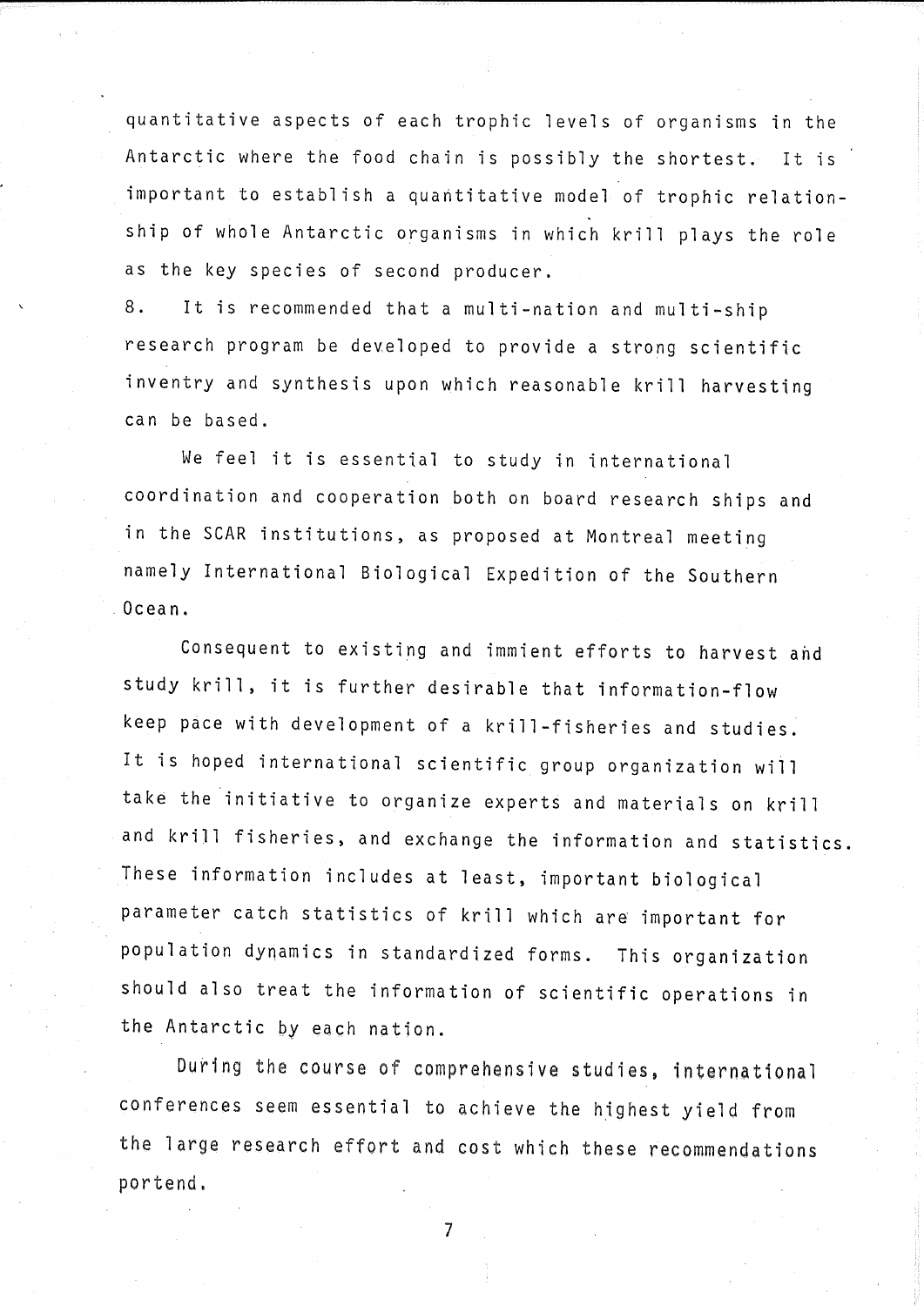quantitative aspects of each trophic levels of organisms in the Antarctic where the food chain is possibly the shortest. It is important to establish a quantitative model of trophic relationship of whole Antarctic organisms in which krill plays the role as the key species of second producer.

8. It is recommended that a multi-nation and multi-ship research program be developed to provide a strong scientific inventry and synthesis upon which reasonable krill harvesting can be based.

We feel it is essential to study in international coordination and cooperation both on board research ships and in the SCAR institutions, as proposed at Montreal meeting namely International Biological Expedition of the Southern Ocean.

Consequent to existing and immient efforts to harvest and study krill, it is further desirable that information-flow keep pace with development of a krill-fisheries and studies. It is hoped international scientific group organization will take the initiative to organize experts and materials on krill and krill fisheries, and exchange the information and statistics. These information includes at least, important biological parameter catch statistics of krill which are important for population dynamics in standardized forms. This organization should also treat the information of scientific operations in the Antarctic by each nation.

During the course of comprehensive studies, international conferences seem essential to achieve the highest yield from the large research effort and cost which these recommendations portend.